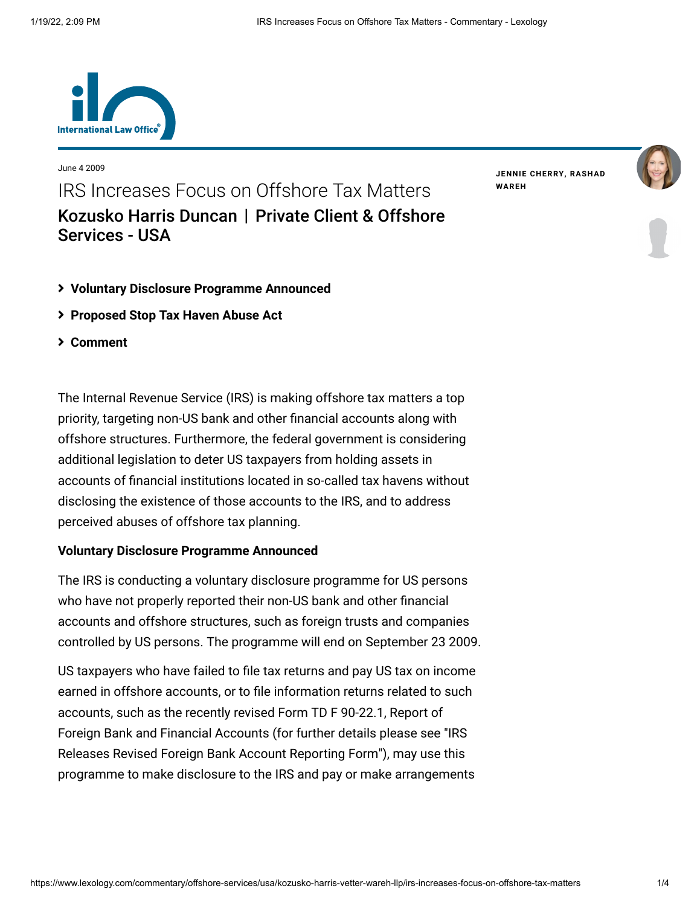June 4 2009

# IRS Increases Focus on Offshore Tax Matters

## Kozusko Harris Duncan | Private Client & Offshore Services - USA

JENNIE CHERRY, RASHAD WAREH

- Voluntary Disclosure Programme Announced
- Proposed Stop Tax Haven Abuse Act
- Comment

The Internal Revenue Service (IRS) is making offshore tax matters a top priority, targeting non-US bank and other financial accounts along with offshore structures. Furthermore, the federal government is considering additional legislation to deter US taxpayers from holding assets in accounts of financial institutions located in so-called tax havens without disclosing the existence of those accounts to the IRS, and to address perceived abuses of offshore tax planning.

**Voluntary Disclosure Programme Announced**

The IRS is conducting a voluntary disclosure programme for US persons who have not properly reported their non-US bank and other financial accounts and offshore structures, such as foreign trusts and companies controlled by US persons. The programme will end on September 23 2009.

US taxpayers who have failed to file tax returns and pay US tax on income earned in offshore accounts, or to file information returns related to such accounts, such as the recently revised Form TD F 90-22.1, Report of Foreign Bank and Financial Accounts (for further details please see "IRS Releases Revised Foreign Bank Account Reporting Form"), may use this programme to make disclosure to the IRS and pay or make arrangements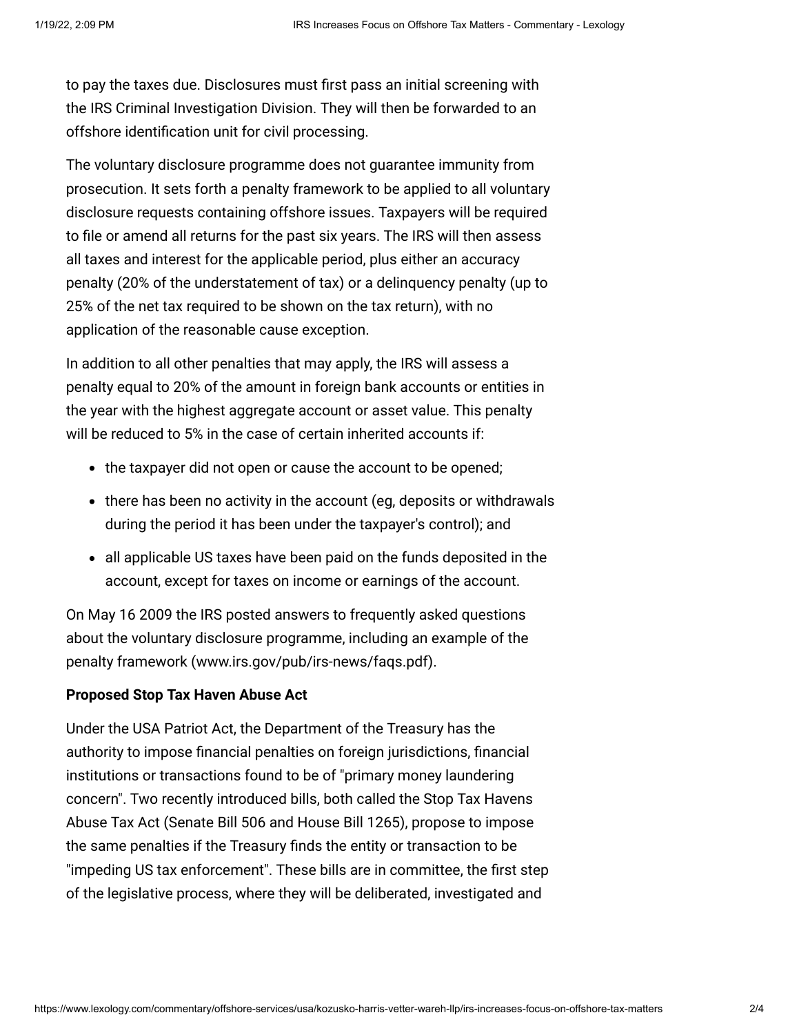to pay the taxes due. Disclosures must first pass an initial screening with the IRS Criminal Investigation Division. They will then be forwarded to an offshore identification unit for civil processing.

The voluntary disclosure programme does not guarantee immunity from prosecution. It sets forth a penalty framework to be applied to all voluntary disclosure requests containing offshore issues. Taxpayers will be required to file or amend all returns for the past six years. The IRS will then assess all taxes and interest for the applicable period, plus either an accuracy penalty (20% of the understatement of tax) or a delinquency penalty (up to 25% of the net tax required to be shown on the tax return), with no application of the reasonable cause exception.

In addition to all other penalties that may apply, the IRS will assess a penalty equal to 20% of the amount in foreign bank accounts or entities in the year with the highest aggregate account or asset value. This penalty will be reduced to 5% in the case of certain inherited accounts if:

- the taxpayer did not open or cause the account to be opened;
- there has been no activity in the account (eg, deposits or withdrawals during the period it has been under the taxpayer's control); and
- all applicable US taxes have been paid on the funds deposited in the account, except for taxes on income or earnings of the account.

On May 16 2009 the IRS posted answers to frequently asked questions about the voluntary disclosure programme, including an example of the penalty framework (www.irs.gov/pub/irs-news/faqs.pdf).

**Proposed Stop Tax Haven Abuse Act**

Under the USA Patriot Act, the Department of the Treasury has the authority to impose financial penalties on foreign jurisdictions, financial institutions or transactions found to be of "primary money laundering concern". Two recently introduced bills, both called the Stop Tax Havens Abuse Tax Act (Senate Bill 506 and House Bill 1265), propose to impose the same penalties if the Treasury finds the entity or transaction to be "impeding US tax enforcement". These bills are in committee, the first step of the legislative process, where they will be deliberated, investigated and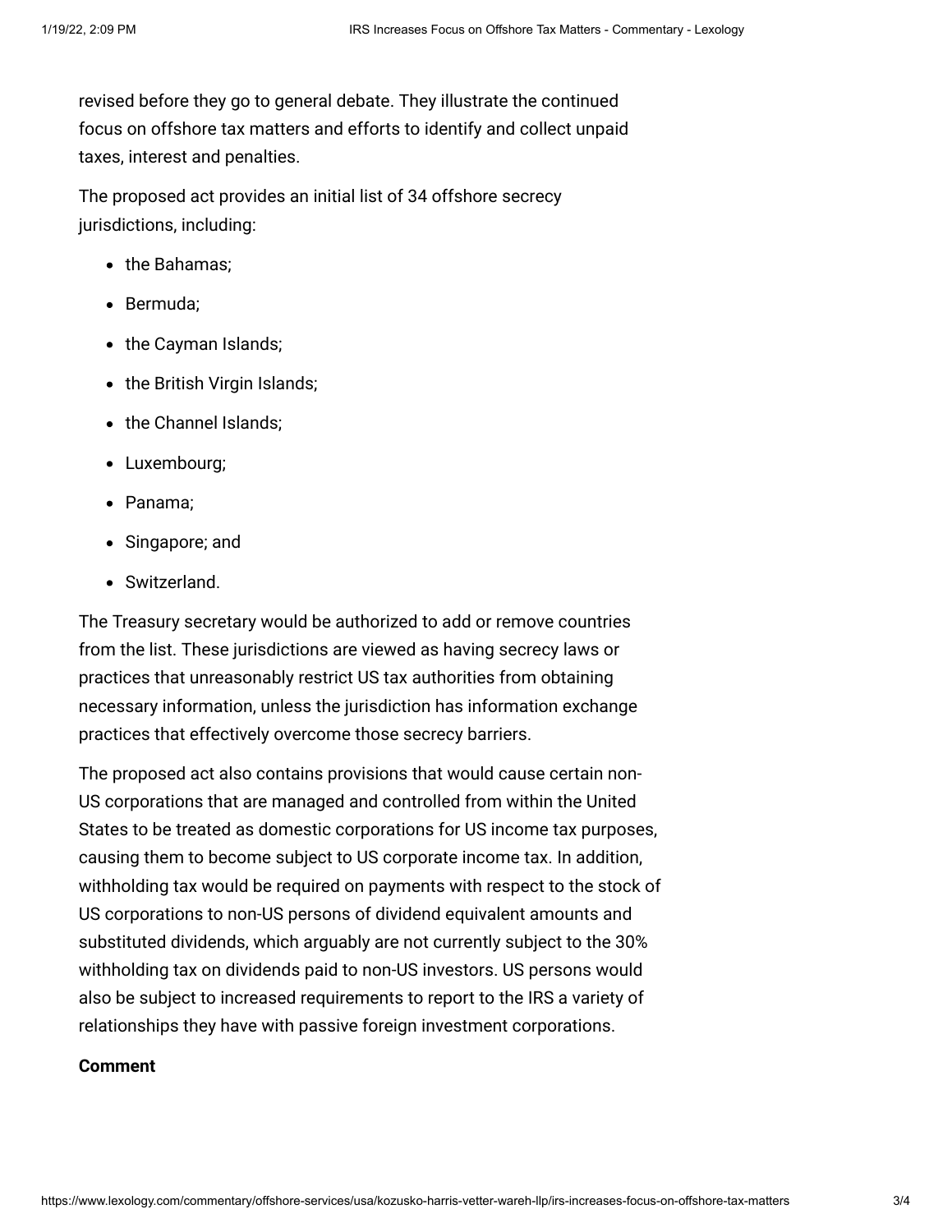revised before they go to general debate. They illustrate the continued focus on offshore tax matters and efforts to identify and collect unpaid taxes, interest and penalties.

The proposed act provides an initial list of 34 offshore secrecy jurisdictions, including:

- the Bahamas;
- Bermuda;
- the Cayman Islands;
- the British Virgin Islands;
- the Channel Islands;
- Luxembourg;
- Panama;
- Singapore; and
- Switzerland.

The Treasury secretary would be authorized to add or remove countries from the list. These jurisdictions are viewed as having secrecy laws or practices that unreasonably restrict US tax authorities from obtaining necessary information, unless the jurisdiction has information exchange practices that effectively overcome those secrecy barriers.

The proposed act also contains provisions that would cause certain non-US corporations that are managed and controlled from within the United States to be treated as domestic corporations for US income tax purposes, causing them to become subject to US corporate income tax. In addition, withholding tax would be required on payments with respect to the stock of US corporations to non-US persons of dividend equivalent amounts and substituted dividends, which arguably are not currently subject to the 30% withholding tax on dividends paid to non-US investors. US persons would also be subject to increased requirements to report to the IRS a variety of relationships they have with passive foreign investment corporations.

**Comment**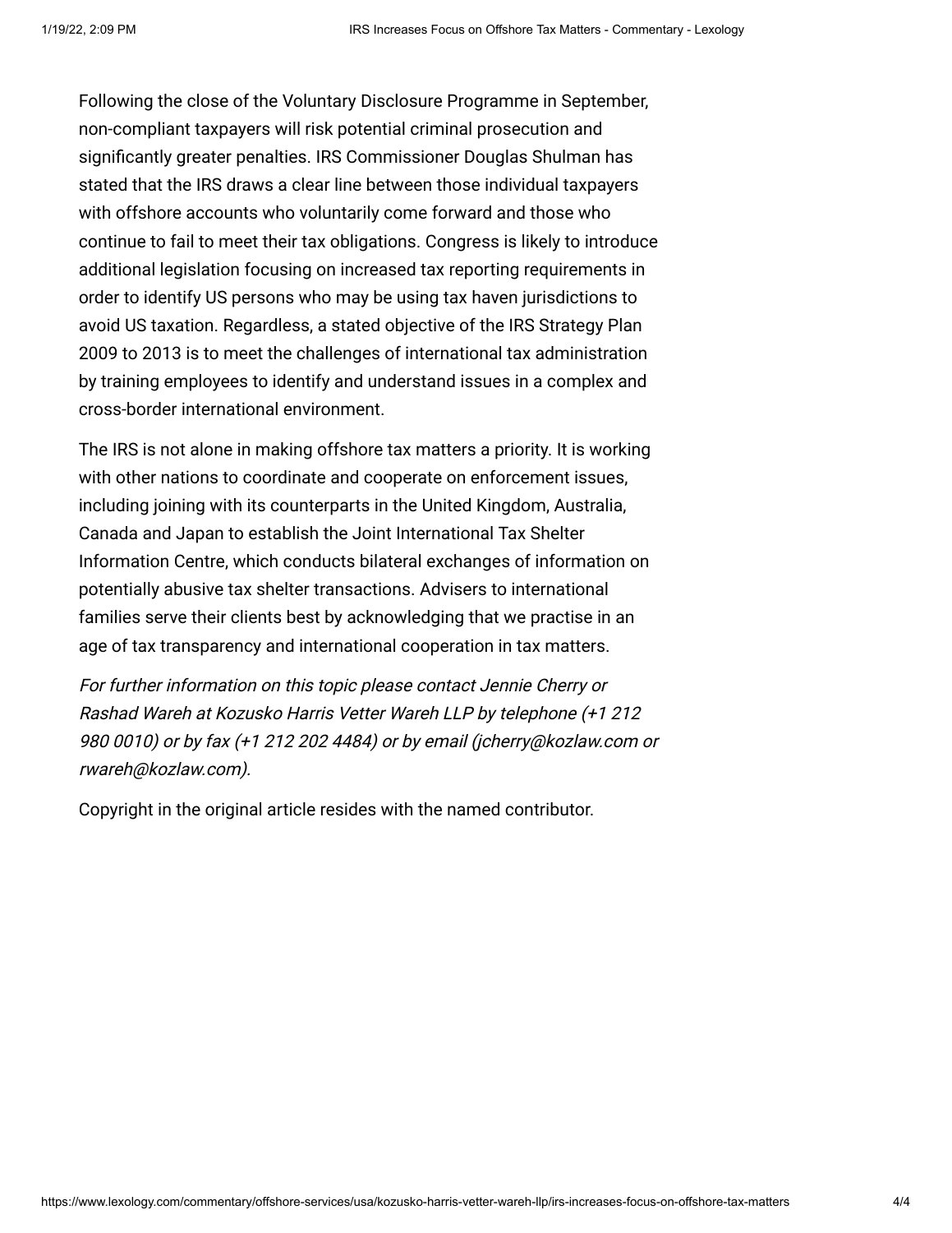Following the close of the Voluntary Disclosure Programme in September, non-compliant taxpayers will risk potential criminal prosecution and significantly greater penalties. IRS Commissioner Douglas Shulman has stated that the IRS draws a clear line between those individual taxpayers with offshore accounts who voluntarily come forward and those who continue to fail to meet their tax obligations. Congress is likely to introduce additional legislation focusing on increased tax reporting requirements in order to identify US persons who may be using tax haven jurisdictions to avoid US taxation. Regardless, a stated objective of the IRS Strategy Plan 2009 to 2013 is to meet the challenges of international tax administration by training employees to identify and understand issues in a complex and cross-border international environment.

The IRS is not alone in making offshore tax matters a priority. It is working with other nations to coordinate and cooperate on enforcement issues, including joining with its counterparts in the United Kingdom, Australia, Canada and Japan to establish the Joint International Tax Shelter Information Centre, which conducts bilateral exchanges of information on potentially abusive tax shelter transactions. Advisers to international families serve their clients best by acknowledging that we practise in an age of tax transparency and international cooperation in tax matters.

*For further information on this topic please contact Jennie Cherry or Rashad Wareh at Kozusko Harris Vetter Wareh LLP by telephone (+1 212 980 0010) or by fax (+1 212 202 4484) or by email (jcherry@kozlaw.com or rwareh@kozlaw.com).*

Copyright in the original article resides with the named contributor.